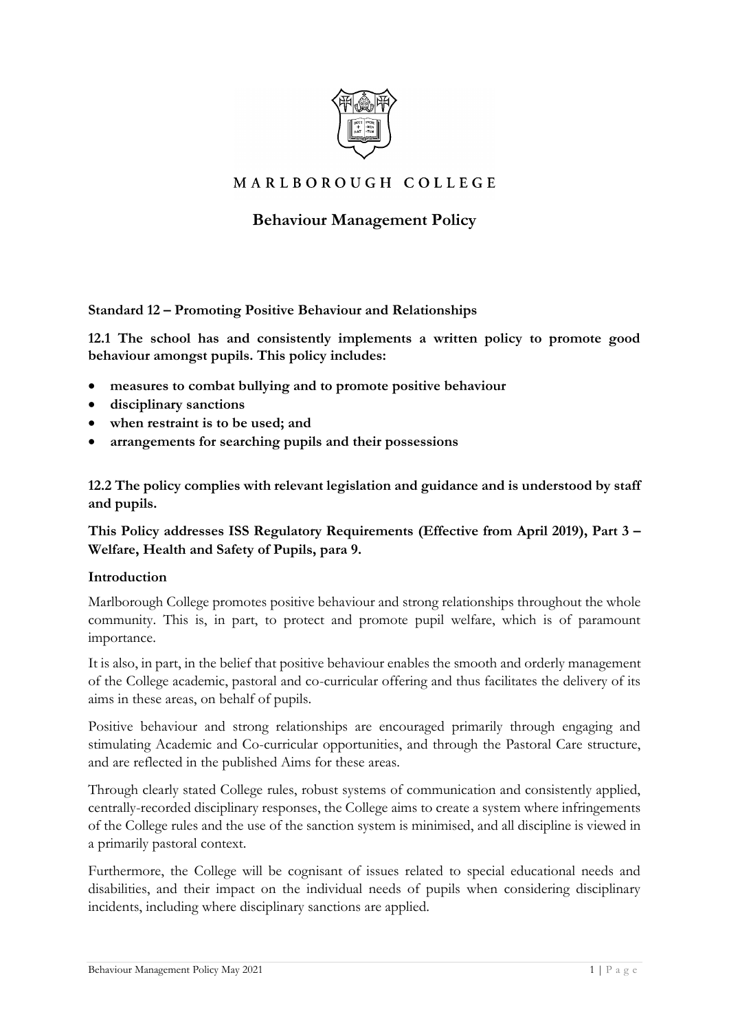MARLBOROUGH COLLEGE

# Behaviour Management Policy

**Standard 12 – Promoting Positive Behaviour and Relationships**

**12.1 The school has and consistently implements a written policy to promote good behaviour amongst pupils. This policy includes:**

- **measures to combat bullying and to promote positive behaviour**
- **disciplinary sanctions**
- **when restraint is to be used; and**
- **arrangements for searching pupils and their possessions**

**12.2 The policy complies with relevant legislation and guidance and is understood by staff and pupils.**

**This Policy addresses ISS Regulatory Requirements (Effective from April 2019), Part 3 – Welfare, Health and Safety of Pupils, para 9.**

## Introduction

Marlborough College promotes positive behaviour and strong relationships throughout the whole community. This is, in part, to protect and promote pupil welfare, which is of paramount importance.

It is also, in part, in the belief that positive behaviour enables the smooth and orderly management of the College academic, pastoral and co-curricular offering and thus facilitates the delivery of its aims in these areas, on behalf of pupils.

Positive behaviour and strong relationships are encouraged primarily through engaging and stimulating Academic and Co-curricular opportunities, and through the Pastoral Care structure, and are reflected in the published Aims for these areas.

Through clearly stated College rules, robust systems of communication and consistently applied, centrally-recorded disciplinary responses, the College aims to create a system where infringements of the College rules and the use of the sanction system is minimised, and all discipline is viewed in a primarily pastoral context.

Furthermore, the College will be cognisant of issues related to special educational needs and disabilities, and their impact on the individual needs of pupils when considering disciplinary incidents, including where disciplinary sanctions are applied.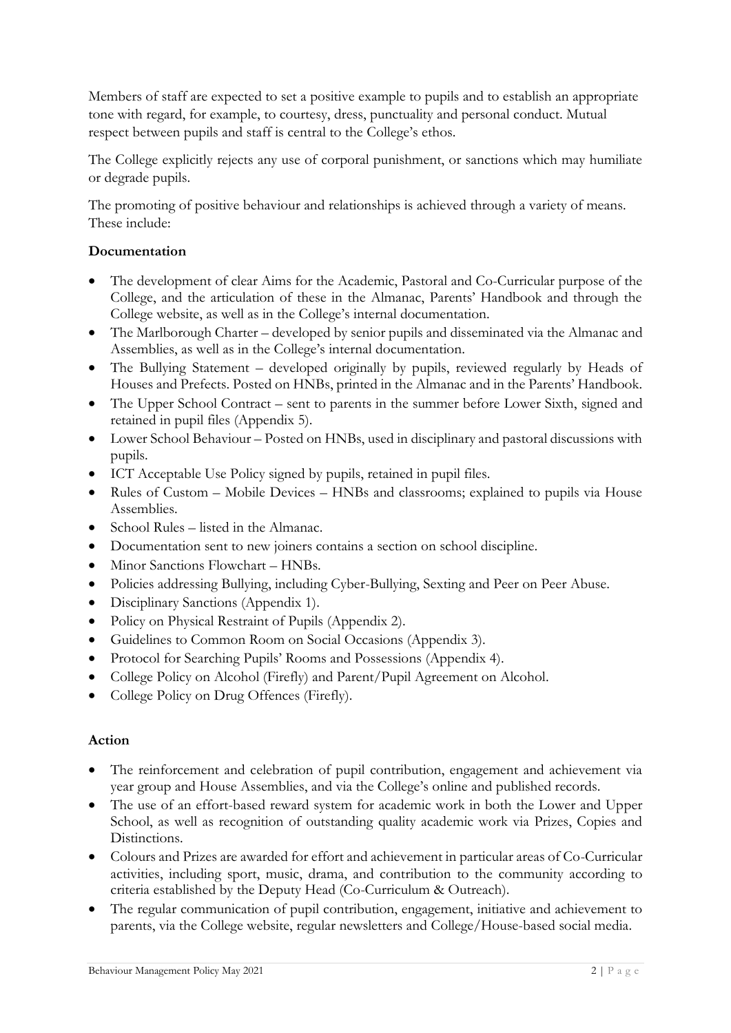Members of staff are expected to set a positive example to pupils and to establish an appropriate tone with regard, for example, to courtesy, dress, punctuality and personal conduct. Mutual respect between pupils and staff is central to the College's ethos.

The College explicitly rejects any use of corporal punishment, or sanctions which may humiliate or degrade pupils.

The promoting of positive behaviour and relationships is achieved through a variety of means. These include:

**Documentation**

- The development of clear Aims for the Academic, Pastoral and Co-Curricular purpose of the College, and the articulation of these in the Almanac, Parents' Handbook and through the College website, as well as in the College's internal documentation.
- The Marlborough Charter – developed by senior pupils and disseminated via the Almanac and Assemblies, as well as in the College's internal documentation.
- The Bullying Statement – developed originally by pupils, reviewed regularly by Heads of Houses and Prefects. Posted on HNBs, printed in the Almanac and in the Parents' Handbook.
- The Upper School Contract – sent to parents in the summer before Lower Sixth, signed and retained in pupil files (Appendix 5).
- Lower School Behaviour – Posted on HNBs, used in disciplinary and pastoral discussions with pupils.
- ICT Acceptable Use Policy signed by pupils, retained in pupil files.
- Rules of Custom – Mobile Devices – HNBs and classrooms; explained to pupils via House Assemblies.
- School Rules – listed in the Almanac.
- Documentation sent to new joiners contains a section on school discipline.
- Minor Sanctions Flowchart – HNBs.
- Policies addressing Bullying, including Cyber-Bullying, Sexting and Peer on Peer Abuse.
- Disciplinary Sanctions (Appendix 1).
- Policy on Physical Restraint of Pupils (Appendix 2).
- Guidelines to Common Room on Social Occasions (Appendix 3).
- Protocol for Searching Pupils' Rooms and Possessions (Appendix 4).
- College Policy on Alcohol (Firefly) and Parent/Pupil Agreement on Alcohol.
- College Policy on Drug Offences (Firefly).

**Action**

- The reinforcement and celebration of pupil contribution, engagement and achievement via year group and House Assemblies, and via the College's online and published records.
- The use of an effort-based reward system for academic work in both the Lower and Upper School, as well as recognition of outstanding quality academic work via Prizes, Copies and Distinctions.
- Colours and Prizes are awarded for effort and achievement in particular areas of Co-Curricular activities, including sport, music, drama, and contribution to the community according to criteria established by the Deputy Head (Co-Curriculum & Outreach).
- The regular communication of pupil contribution, engagement, initiative and achievement to parents, via the College website, regular newsletters and College/House-based social media.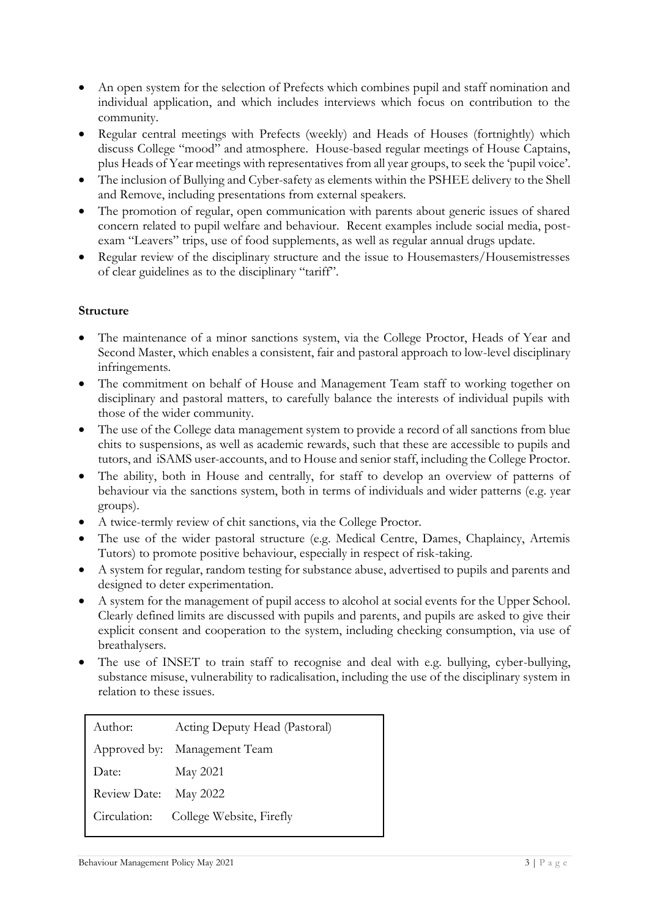- An open system for the selection of Prefects which combines pupil and staff nomination and individual application, and which includes interviews which focus on contribution to the community.
- Regular central meetings with Prefects (weekly) and Heads of Houses (fortnightly) which discuss College "mood" and atmosphere. House-based regular meetings of House Captains, plus Heads of Year meetings with representatives from all year groups, to seek the 'pupil voice'.
- The inclusion of Bullying and Cyber-safety as elements within the PSHEE delivery to the Shell and Remove, including presentations from external speakers.
- The promotion of regular, open communication with parents about generic issues of shared concern related to pupil welfare and behaviour. Recent examples include social media, post-exam "Leavers" trips, use of food supplements, as well as regular annual drugs update.
- Regular review of the disciplinary structure and the issue to Housemasters/Housemistresses of clear guidelines as to the disciplinary "tariff".

**Structure**

- The maintenance of a minor sanctions system, via the College Proctor, Heads of Year and Second Master, which enables a consistent, fair and pastoral approach to low-level disciplinary infringements.
- The commitment on behalf of House and Management Team staff to working together on disciplinary and pastoral matters, to carefully balance the interests of individual pupils with those of the wider community.
- The use of the College data management system to provide a record of all sanctions from blue chits to suspensions, as well as academic rewards, such that these are accessible to pupils and tutors, and iSAMS user-accounts, and to House and senior staff, including the College Proctor.
- The ability, both in House and centrally, for staff to develop an overview of patterns of behaviour via the sanctions system, both in terms of individuals and wider patterns (e.g. year groups).
- A twice-termly review of chit sanctions, via the College Proctor.
- The use of the wider pastoral structure (e.g. Medical Centre, Dames, Chaplaincy, Artemis Tutors) to promote positive behaviour, especially in respect of risk-taking.
- A system for regular, random testing for substance abuse, advertised to pupils and parents and designed to deter experimentation.
- A system for the management of pupil access to alcohol at social events for the Upper School. Clearly defined limits are discussed with pupils and parents, and pupils are asked to give their explicit consent and cooperation to the system, including checking consumption, via use of breathalysers.
- The use of INSET to train staff to recognise and deal with e.g. bullying, cyber-bullying, substance misuse, vulnerability to radicalisation, including the use of the disciplinary system in relation to these issues.

| | |
|---|---|
| Author: | Acting Deputy Head (Pastoral) |
| Approved by: | Management Team |
| Date: | May 2021 |
| Review Date: | May 2022 |
| Circulation: | College Website, Firefly |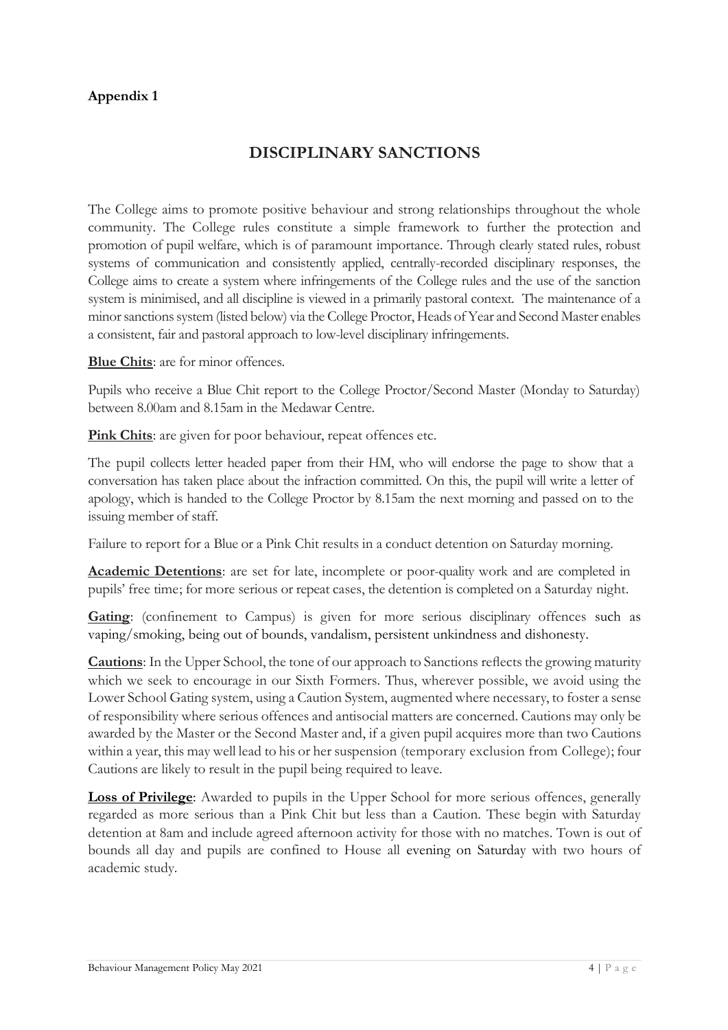**Appendix 1**

## DISCIPLINARY SANCTIONS

The College aims to promote positive behaviour and strong relationships throughout the whole community. The College rules constitute a simple framework to further the protection and promotion of pupil welfare, which is of paramount importance. Through clearly stated rules, robust systems of communication and consistently applied, centrally-recorded disciplinary responses, the College aims to create a system where infringements of the College rules and the use of the sanction system is minimised, and all discipline is viewed in a primarily pastoral context. The maintenance of a minor sanctions system (listed below) via the College Proctor, Heads of Year and Second Master enables a consistent, fair and pastoral approach to low-level disciplinary infringements.

**Blue Chits**: are for minor offences.

Pupils who receive a Blue Chit report to the College Proctor/Second Master (Monday to Saturday) between 8.00am and 8.15am in the Medawar Centre.

**Pink Chits**: are given for poor behaviour, repeat offences etc.

The pupil collects letter headed paper from their HM, who will endorse the page to show that a conversation has taken place about the infraction committed. On this, the pupil will write a letter of apology, which is handed to the College Proctor by 8.15am the next morning and passed on to the issuing member of staff.

Failure to report for a Blue or a Pink Chit results in a conduct detention on Saturday morning.

**Academic Detentions**: are set for late, incomplete or poor-quality work and are completed in pupils' free time; for more serious or repeat cases, the detention is completed on a Saturday night.

**Gating**: (confinement to Campus) is given for more serious disciplinary offences such as vaping/smoking, being out of bounds, vandalism, persistent unkindness and dishonesty.

**Cautions**: In the Upper School, the tone of our approach to Sanctions reflects the growing maturity which we seek to encourage in our Sixth Formers. Thus, wherever possible, we avoid using the Lower School Gating system, using a Caution System, augmented where necessary, to foster a sense of responsibility where serious offences and antisocial matters are concerned. Cautions may only be awarded by the Master or the Second Master and, if a given pupil acquires more than two Cautions within a year, this may well lead to his or her suspension (temporary exclusion from College); four Cautions are likely to result in the pupil being required to leave.

**Loss of Privilege**: Awarded to pupils in the Upper School for more serious offences, generally regarded as more serious than a Pink Chit but less than a Caution. These begin with Saturday detention at 8am and include agreed afternoon activity for those with no matches. Town is out of bounds all day and pupils are confined to House all evening on Saturday with two hours of academic study.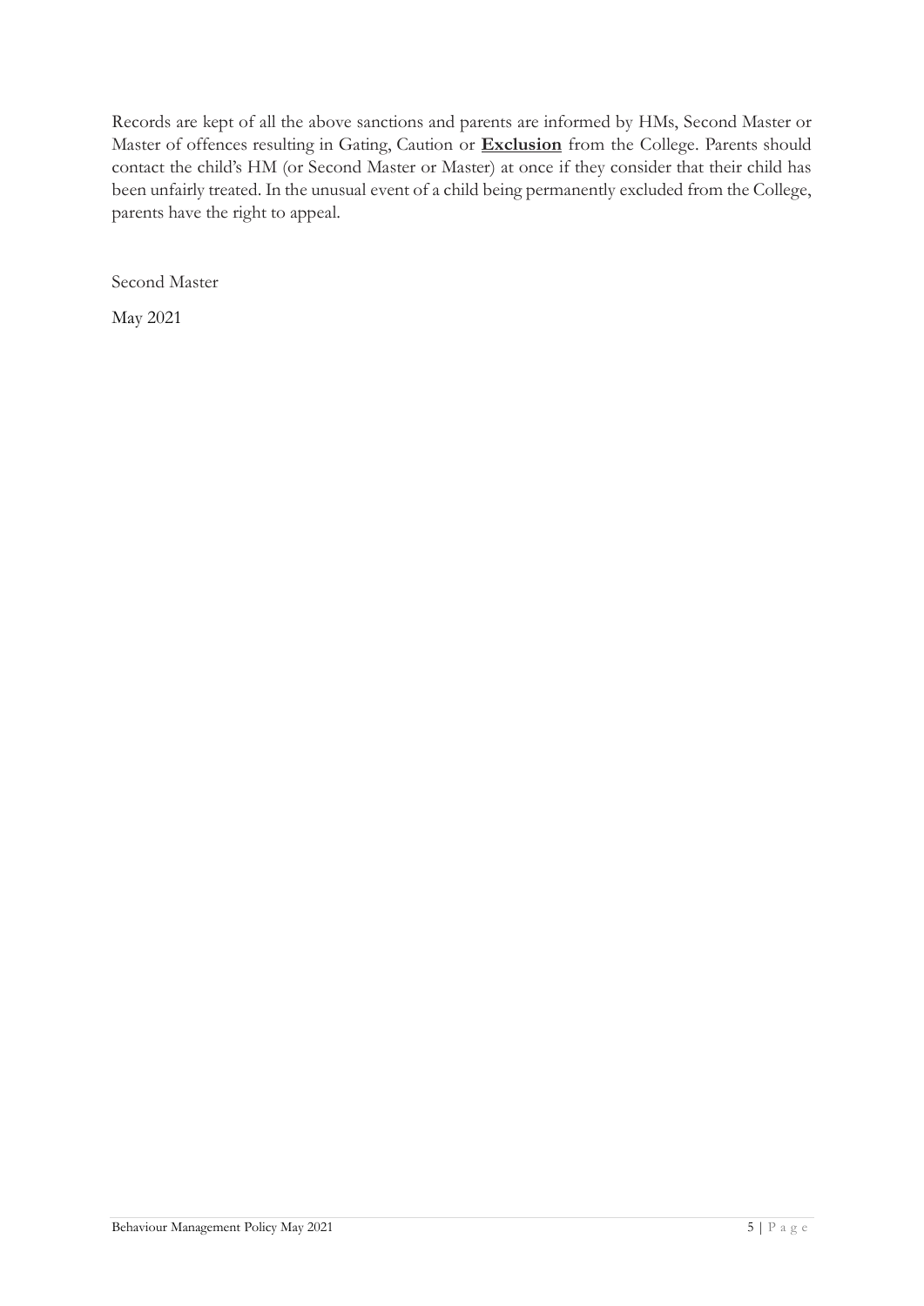Records are kept of all the above sanctions and parents are informed by HMs, Second Master or Master of offences resulting in Gating, Caution or **Exclusion** from the College. Parents should contact the child's HM (or Second Master or Master) at once if they consider that their child has been unfairly treated. In the unusual event of a child being permanently excluded from the College, parents have the right to appeal.

Second Master

May 2021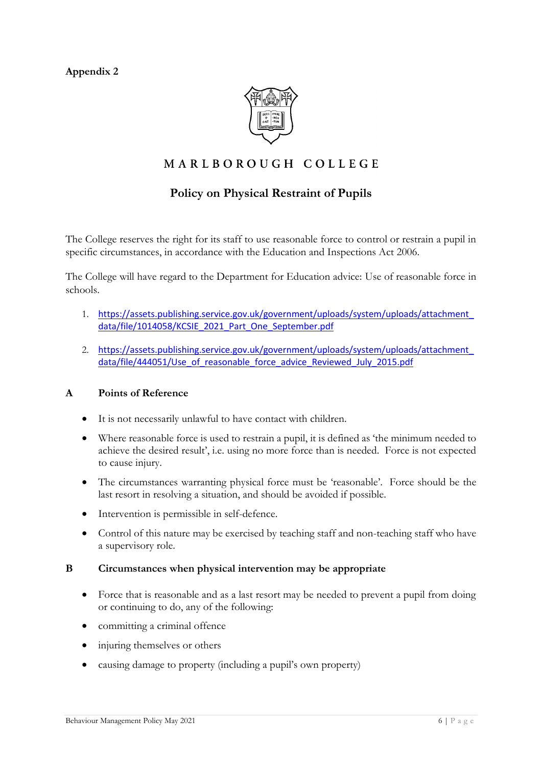**Appendix 2**

MARLBOROUGH COLLEGE

## Policy on Physical Restraint of Pupils

The College reserves the right for its staff to use reasonable force to control or restrain a pupil in specific circumstances, in accordance with the Education and Inspections Act 2006.

The College will have regard to the Department for Education advice: Use of reasonable force in schools.

1. https://assets.publishing.service.gov.uk/government/uploads/system/uploads/attachment_data/file/1014058/KCSIE_2021_Part_One_September.pdf
2. https://assets.publishing.service.gov.uk/government/uploads/system/uploads/attachment_data/file/444051/Use_of_reasonable_force_advice_Reviewed_July_2015.pdf

### A Points of Reference

- It is not necessarily unlawful to have contact with children.
- Where reasonable force is used to restrain a pupil, it is defined as 'the minimum needed to achieve the desired result', i.e. using no more force than is needed. Force is not expected to cause injury.
- The circumstances warranting physical force must be 'reasonable'. Force should be the last resort in resolving a situation, and should be avoided if possible.
- Intervention is permissible in self-defence.
- Control of this nature may be exercised by teaching staff and non-teaching staff who have a supervisory role.

### B Circumstances when physical intervention may be appropriate

- Force that is reasonable and as a last resort may be needed to prevent a pupil from doing or continuing to do, any of the following:
- committing a criminal offence
- injuring themselves or others
- causing damage to property (including a pupil's own property)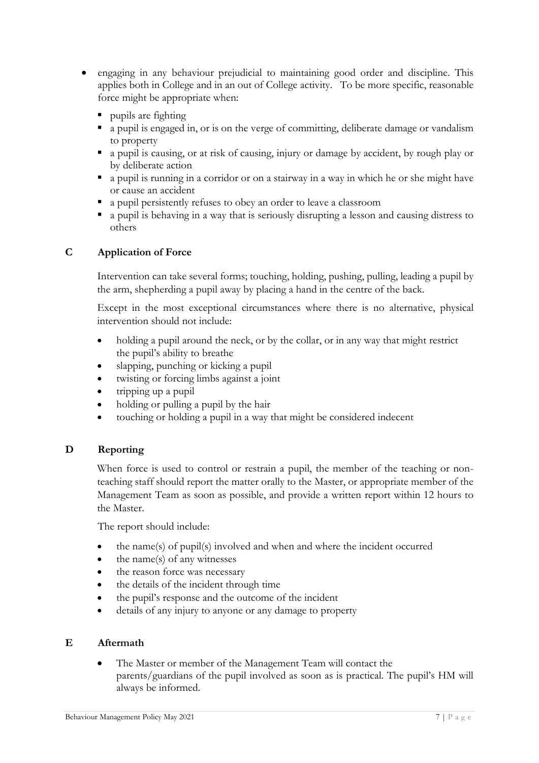- engaging in any behaviour prejudicial to maintaining good order and discipline. This applies both in College and in an out of College activity. To be more specific, reasonable force might be appropriate when:
  - pupils are fighting
  - a pupil is engaged in, or is on the verge of committing, deliberate damage or vandalism to property
  - a pupil is causing, or at risk of causing, injury or damage by accident, by rough play or by deliberate action
  - a pupil is running in a corridor or on a stairway in a way in which he or she might have or cause an accident
  - a pupil persistently refuses to obey an order to leave a classroom
  - a pupil is behaving in a way that is seriously disrupting a lesson and causing distress to others

## C Application of Force

Intervention can take several forms; touching, holding, pushing, pulling, leading a pupil by the arm, shepherding a pupil away by placing a hand in the centre of the back.

Except in the most exceptional circumstances where there is no alternative, physical intervention should not include:

- holding a pupil around the neck, or by the collar, or in any way that might restrict the pupil's ability to breathe
- slapping, punching or kicking a pupil
- twisting or forcing limbs against a joint
- tripping up a pupil
- holding or pulling a pupil by the hair
- touching or holding a pupil in a way that might be considered indecent

## D Reporting

When force is used to control or restrain a pupil, the member of the teaching or non-teaching staff should report the matter orally to the Master, or appropriate member of the Management Team as soon as possible, and provide a written report within 12 hours to the Master.

The report should include:

- the name(s) of pupil(s) involved and when and where the incident occurred
- the name(s) of any witnesses
- the reason force was necessary
- the details of the incident through time
- the pupil's response and the outcome of the incident
- details of any injury to anyone or any damage to property

## E Aftermath

- The Master or member of the Management Team will contact the parents/guardians of the pupil involved as soon as is practical. The pupil's HM will always be informed.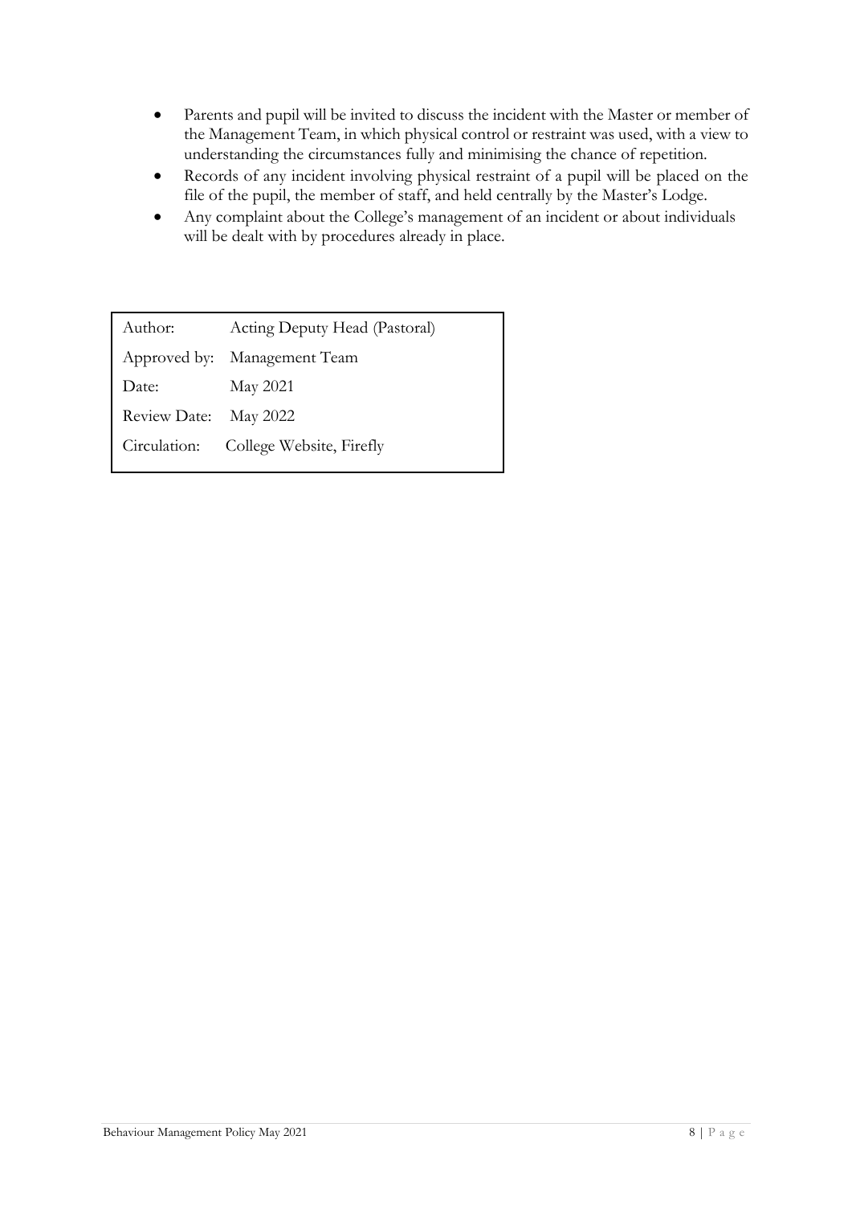- Parents and pupil will be invited to discuss the incident with the Master or member of the Management Team, in which physical control or restraint was used, with a view to understanding the circumstances fully and minimising the chance of repetition.
- Records of any incident involving physical restraint of a pupil will be placed on the file of the pupil, the member of staff, and held centrally by the Master's Lodge.
- Any complaint about the College's management of an incident or about individuals will be dealt with by procedures already in place.

| | |
|---|---|
| Author: | Acting Deputy Head (Pastoral) |
| Approved by: | Management Team |
| Date: | May 2021 |
| Review Date: | May 2022 |
| Circulation: | College Website, Firefly |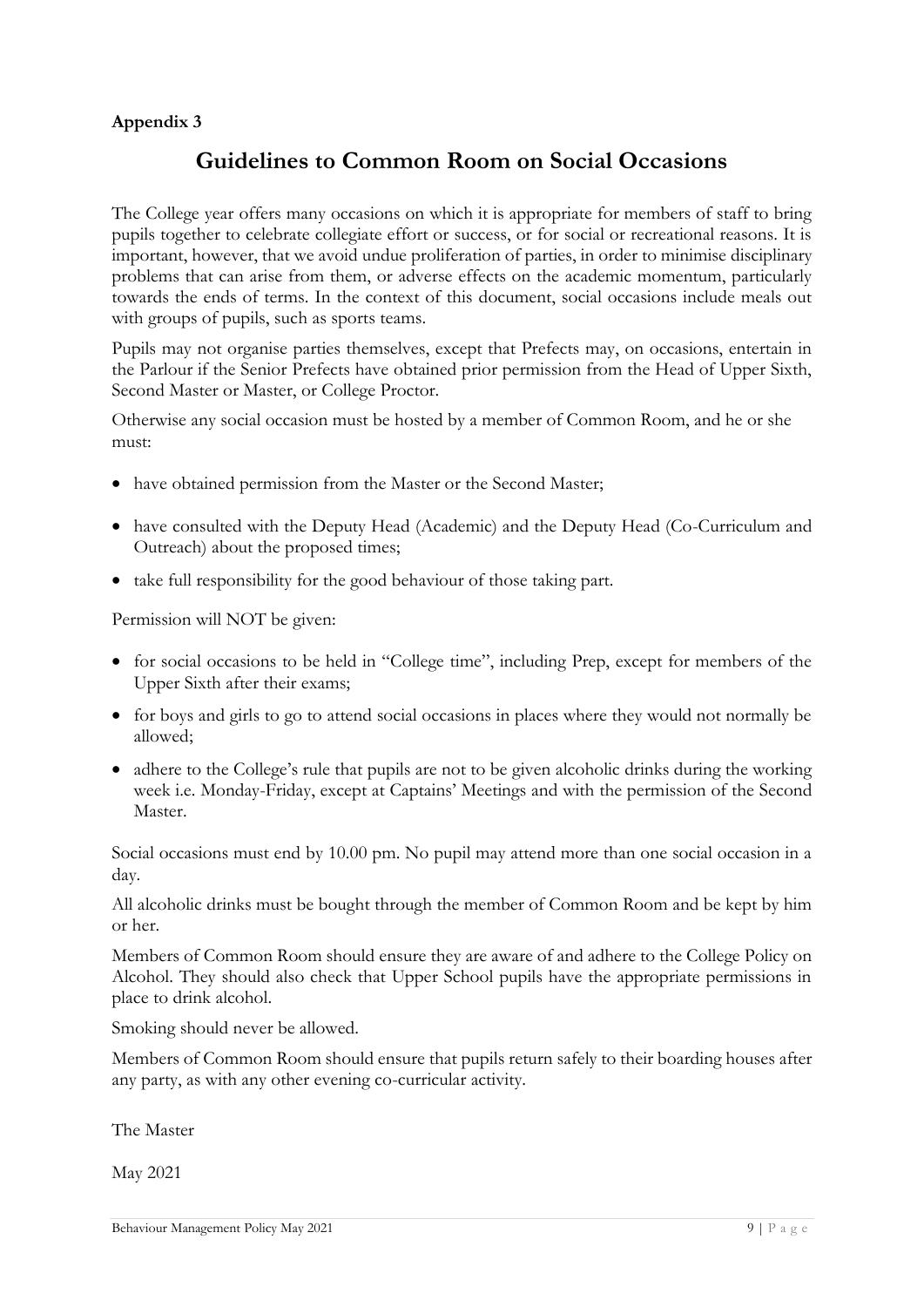**Appendix 3**

# Guidelines to Common Room on Social Occasions

The College year offers many occasions on which it is appropriate for members of staff to bring pupils together to celebrate collegiate effort or success, or for social or recreational reasons. It is important, however, that we avoid undue proliferation of parties, in order to minimise disciplinary problems that can arise from them, or adverse effects on the academic momentum, particularly towards the ends of terms. In the context of this document, social occasions include meals out with groups of pupils, such as sports teams.

Pupils may not organise parties themselves, except that Prefects may, on occasions, entertain in the Parlour if the Senior Prefects have obtained prior permission from the Head of Upper Sixth, Second Master or Master, or College Proctor.

Otherwise any social occasion must be hosted by a member of Common Room, and he or she must:

- have obtained permission from the Master or the Second Master;
- have consulted with the Deputy Head (Academic) and the Deputy Head (Co-Curriculum and Outreach) about the proposed times;
- take full responsibility for the good behaviour of those taking part.

Permission will NOT be given:

- for social occasions to be held in "College time", including Prep, except for members of the Upper Sixth after their exams;
- for boys and girls to go to attend social occasions in places where they would not normally be allowed;
- adhere to the College's rule that pupils are not to be given alcoholic drinks during the working week i.e. Monday-Friday, except at Captains' Meetings and with the permission of the Second Master.

Social occasions must end by 10.00 pm. No pupil may attend more than one social occasion in a day.

All alcoholic drinks must be bought through the member of Common Room and be kept by him or her.

Members of Common Room should ensure they are aware of and adhere to the College Policy on Alcohol. They should also check that Upper School pupils have the appropriate permissions in place to drink alcohol.

Smoking should never be allowed.

Members of Common Room should ensure that pupils return safely to their boarding houses after any party, as with any other evening co-curricular activity.

The Master

May 2021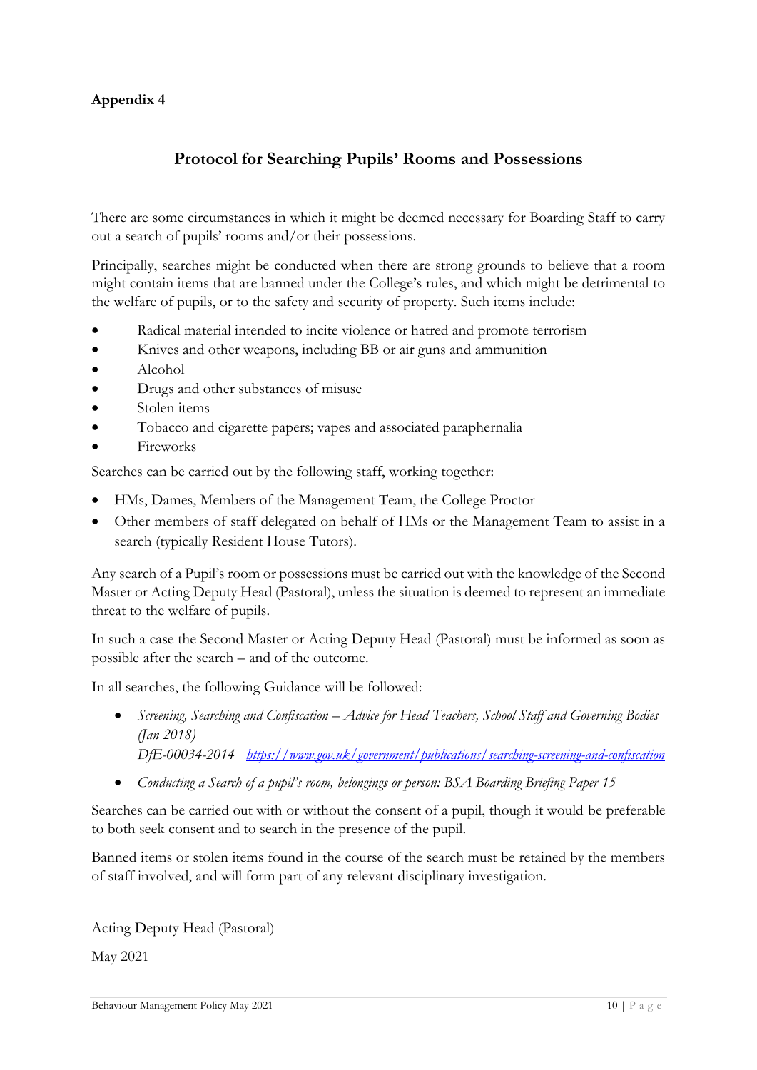**Appendix 4**

## Protocol for Searching Pupils' Rooms and Possessions

There are some circumstances in which it might be deemed necessary for Boarding Staff to carry out a search of pupils' rooms and/or their possessions.

Principally, searches might be conducted when there are strong grounds to believe that a room might contain items that are banned under the College's rules, and which might be detrimental to the welfare of pupils, or to the safety and security of property. Such items include:

- Radical material intended to incite violence or hatred and promote terrorism
- Knives and other weapons, including BB or air guns and ammunition
- Alcohol
- Drugs and other substances of misuse
- Stolen items
- Tobacco and cigarette papers; vapes and associated paraphernalia
- Fireworks

Searches can be carried out by the following staff, working together:

- HMs, Dames, Members of the Management Team, the College Proctor
- Other members of staff delegated on behalf of HMs or the Management Team to assist in a search (typically Resident House Tutors).

Any search of a Pupil's room or possessions must be carried out with the knowledge of the Second Master or Acting Deputy Head (Pastoral), unless the situation is deemed to represent an immediate threat to the welfare of pupils.

In such a case the Second Master or Acting Deputy Head (Pastoral) must be informed as soon as possible after the search – and of the outcome.

In all searches, the following Guidance will be followed:

- *Screening, Searching and Confiscation – Advice for Head Teachers, School Staff and Governing Bodies (Jan 2018)*
  *DfE-00034-2014* [*https://www.gov.uk/government/publications/searching-screening-and-confiscation*](https://www.gov.uk/government/publications/searching-screening-and-confiscation)
- *Conducting a Search of a pupil's room, belongings or person: BSA Boarding Briefing Paper 15*

Searches can be carried out with or without the consent of a pupil, though it would be preferable to both seek consent and to search in the presence of the pupil.

Banned items or stolen items found in the course of the search must be retained by the members of staff involved, and will form part of any relevant disciplinary investigation.

Acting Deputy Head (Pastoral)

May 2021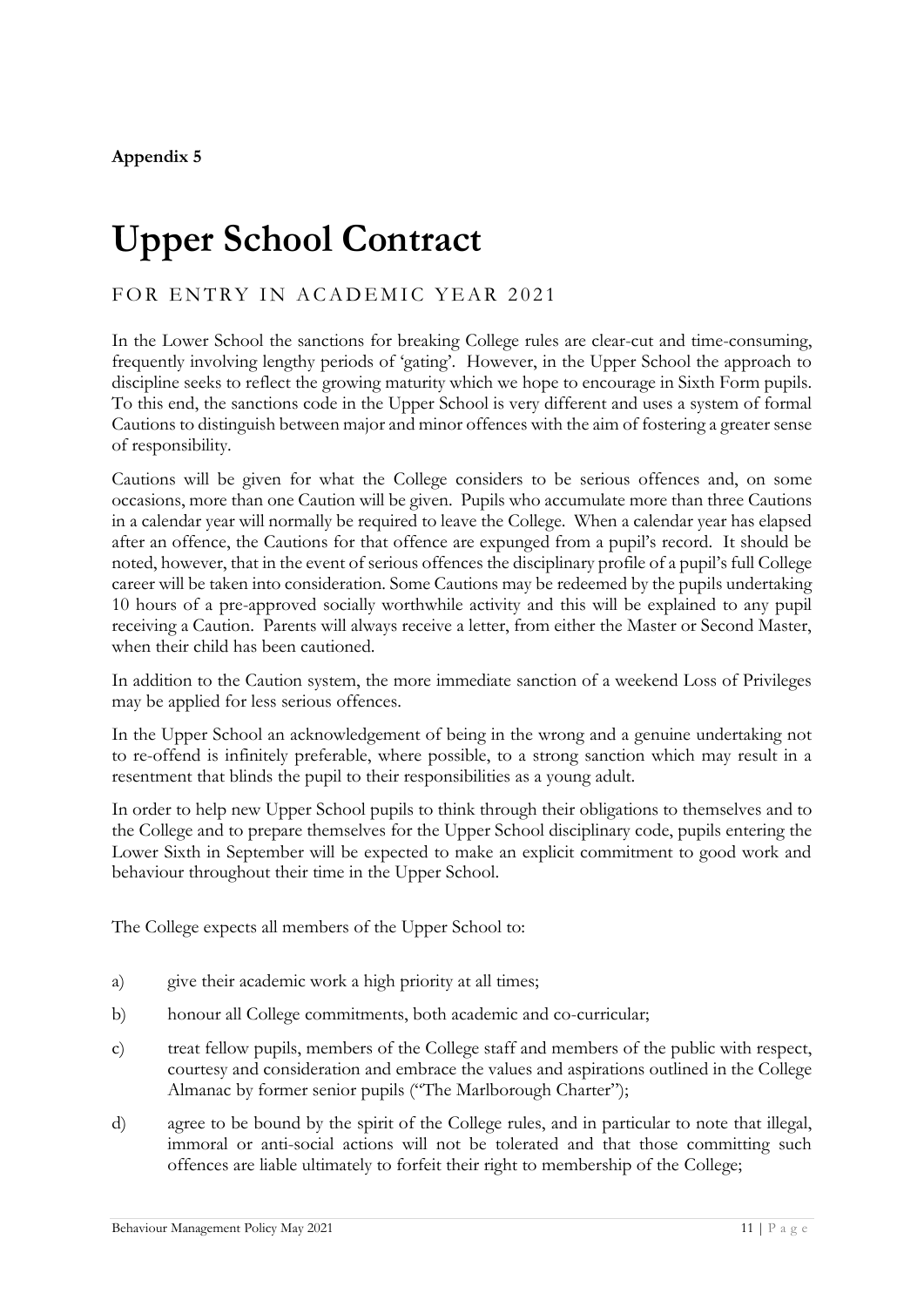**Appendix 5**

# Upper School Contract

## FOR ENTRY IN ACADEMIC YEAR 2021

In the Lower School the sanctions for breaking College rules are clear-cut and time-consuming, frequently involving lengthy periods of 'gating'. However, in the Upper School the approach to discipline seeks to reflect the growing maturity which we hope to encourage in Sixth Form pupils. To this end, the sanctions code in the Upper School is very different and uses a system of formal Cautions to distinguish between major and minor offences with the aim of fostering a greater sense of responsibility.

Cautions will be given for what the College considers to be serious offences and, on some occasions, more than one Caution will be given. Pupils who accumulate more than three Cautions in a calendar year will normally be required to leave the College. When a calendar year has elapsed after an offence, the Cautions for that offence are expunged from a pupil's record. It should be noted, however, that in the event of serious offences the disciplinary profile of a pupil's full College career will be taken into consideration. Some Cautions may be redeemed by the pupils undertaking 10 hours of a pre-approved socially worthwhile activity and this will be explained to any pupil receiving a Caution. Parents will always receive a letter, from either the Master or Second Master, when their child has been cautioned.

In addition to the Caution system, the more immediate sanction of a weekend Loss of Privileges may be applied for less serious offences.

In the Upper School an acknowledgement of being in the wrong and a genuine undertaking not to re-offend is infinitely preferable, where possible, to a strong sanction which may result in a resentment that blinds the pupil to their responsibilities as a young adult.

In order to help new Upper School pupils to think through their obligations to themselves and to the College and to prepare themselves for the Upper School disciplinary code, pupils entering the Lower Sixth in September will be expected to make an explicit commitment to good work and behaviour throughout their time in the Upper School.

The College expects all members of the Upper School to:

a) give their academic work a high priority at all times;

b) honour all College commitments, both academic and co-curricular;

c) treat fellow pupils, members of the College staff and members of the public with respect, courtesy and consideration and embrace the values and aspirations outlined in the College Almanac by former senior pupils ("The Marlborough Charter");

d) agree to be bound by the spirit of the College rules, and in particular to note that illegal, immoral or anti-social actions will not be tolerated and that those committing such offences are liable ultimately to forfeit their right to membership of the College;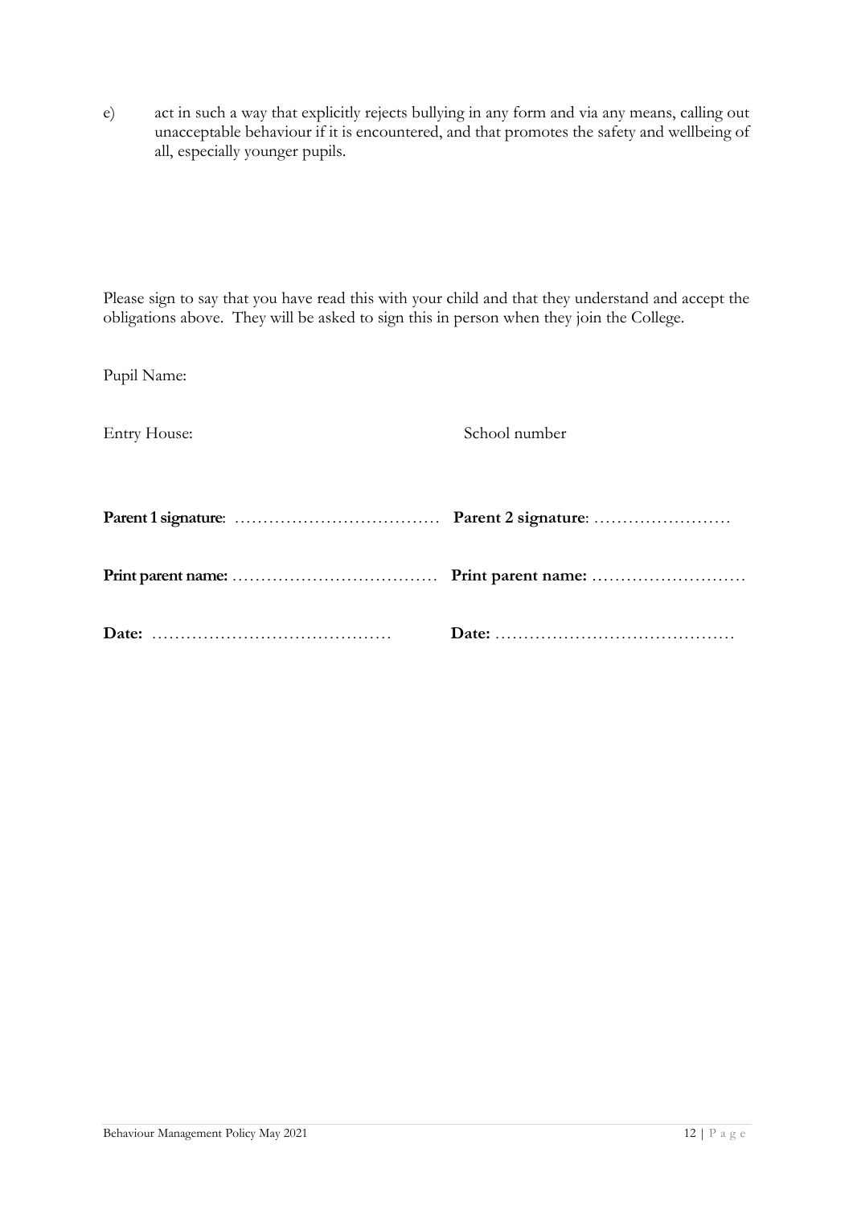e) act in such a way that explicitly rejects bullying in any form and via any means, calling out unacceptable behaviour if it is encountered, and that promotes the safety and wellbeing of all, especially younger pupils.

Please sign to say that you have read this with your child and that they understand and accept the obligations above. They will be asked to sign this in person when they join the College.

Pupil Name:

Entry House: School number

**Parent 1 signature**: ……………………………… **Parent 2 signature**: ……………………

**Print parent name:** ……………………………… **Print parent name:** ………………………

**Date:** …………………………………… **Date:** ……………………………………